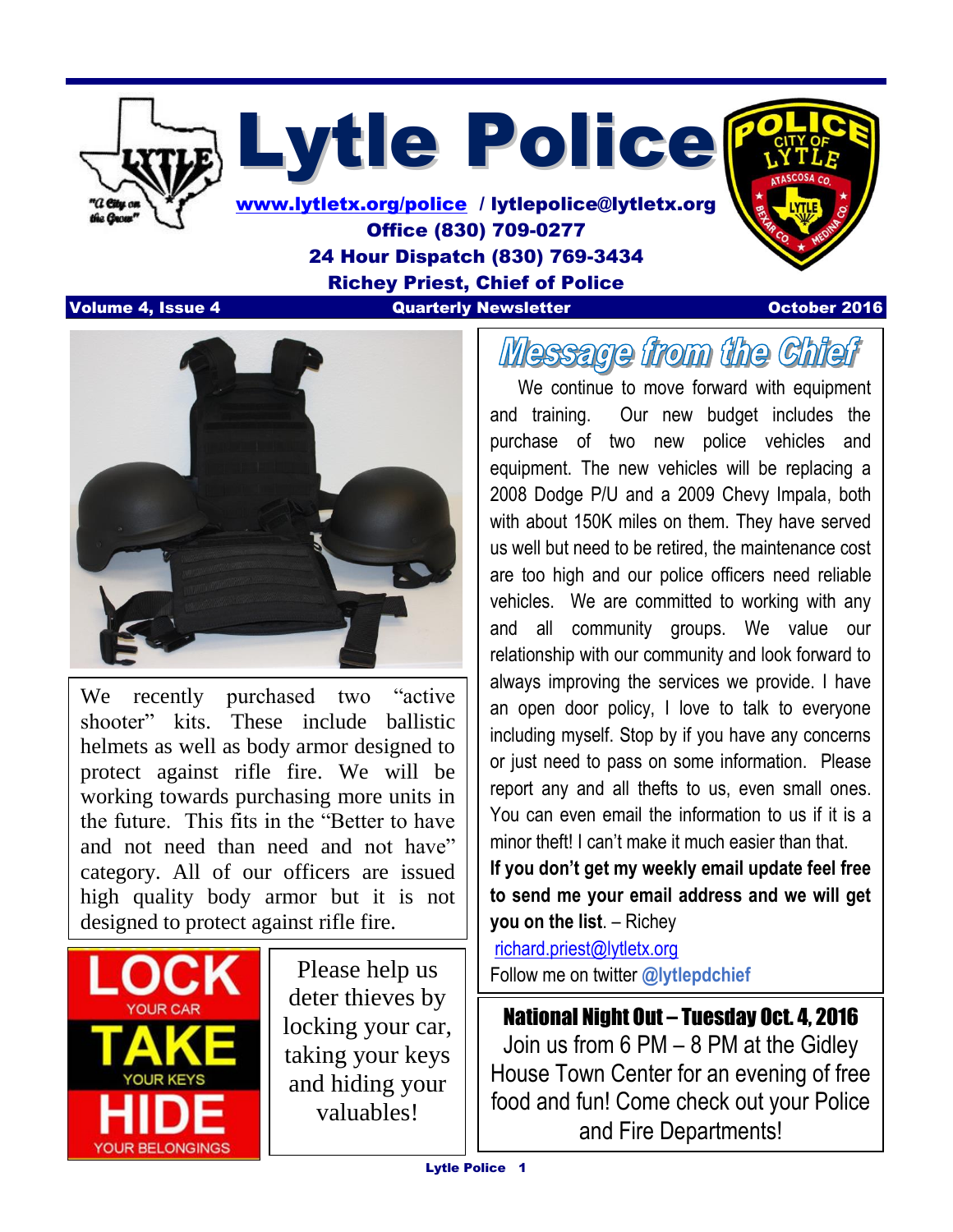# Lytle Police

www.lytletx.org/police / lytlepolice@lytletx.org
Office (830) 709-0277
24 Hour Dispatch (830) 769-3434
Richey Priest, Chief of Police

**Volume 4, Issue 4** | **Quarterly Newsletter** | **October 2016**

We recently purchased two "active shooter" kits. These include ballistic helmets as well as body armor designed to protect against rifle fire. We will be working towards purchasing more units in the future. This fits in the "Better to have and not need than need and not have" category. All of our officers are issued high quality body armor but it is not designed to protect against rifle fire.

**LOCK** YOUR CAR
**TAKE** YOUR KEYS
**HIDE** YOUR BELONGINGS

Please help us deter thieves by locking your car, taking your keys and hiding your valuables!

## Message from the Chief

We continue to move forward with equipment and training. Our new budget includes the purchase of two new police vehicles and equipment. The new vehicles will be replacing a 2008 Dodge P/U and a 2009 Chevy Impala, both with about 150K miles on them. They have served us well but need to be retired, the maintenance cost are too high and our police officers need reliable vehicles. We are committed to working with any and all community groups. We value our relationship with our community and look forward to always improving the services we provide. I have an open door policy, I love to talk to everyone including myself. Stop by if you have any concerns or just need to pass on some information. Please report any and all thefts to us, even small ones. You can even email the information to us if it is a minor theft! I can't make it much easier than that. **If you don't get my weekly email update feel free to send me your email address and we will get you on the list**. – Richey

richard.priest@lytletx.org

Follow me on twitter **@lytlepdchief**

## National Night Out – Tuesday Oct. 4, 2016

Join us from 6 PM – 8 PM at the Gidley House Town Center for an evening of free food and fun! Come check out your Police and Fire Departments!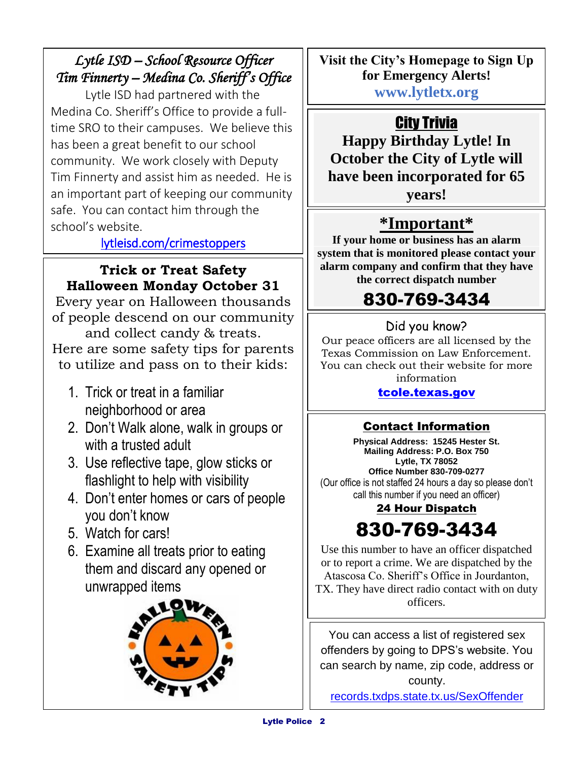### *Lytle ISD – School Resource Officer*
### *Tim Finnerty – Medina Co. Sheriff's Office*

Lytle ISD had partnered with the Medina Co. Sheriff's Office to provide a full-time SRO to their campuses. We believe this has been a great benefit to our school community. We work closely with Deputy Tim Finnerty and assist him as needed. He is an important part of keeping our community safe. You can contact him through the school's website.

lytleisd.com/crimestoppers

### Trick or Treat Safety
### Halloween Monday October 31

Every year on Halloween thousands of people descend on our community and collect candy & treats. Here are some safety tips for parents to utilize and pass on to their kids:

1. Trick or treat in a familiar neighborhood or area
2. Don't Walk alone, walk in groups or with a trusted adult
3. Use reflective tape, glow sticks or flashlight to help with visibility
4. Don't enter homes or cars of people you don't know
5. Watch for cars!
6. Examine all treats prior to eating them and discard any opened or unwrapped items

HALLOWEEN SAFETY TIPS

**Visit the City's Homepage to Sign Up for Emergency Alerts!**
**www.lytletx.org**

## City Trivia

**Happy Birthday Lytle! In October the City of Lytle will have been incorporated for 65 years!**

## *Important*

**If your home or business has an alarm system that is monitored please contact your alarm company and confirm that they have the correct dispatch number**

# 830-769-3434

Did you know?

Our peace officers are all licensed by the Texas Commission on Law Enforcement. You can check out their website for more information

**tcole.texas.gov**

### Contact Information

**Physical Address: 15245 Hester St.**
**Mailing Address: P.O. Box 750**
**Lytle, TX 78052**
**Office Number 830-709-0277**
(Our office is not staffed 24 hours a day so please don't call this number if you need an officer)

**24 Hour Dispatch**

# 830-769-3434

Use this number to have an officer dispatched or to report a crime. We are dispatched by the Atascosa Co. Sheriff's Office in Jourdanton, TX. They have direct radio contact with on duty officers.

You can access a list of registered sex offenders by going to DPS's website. You can search by name, zip code, address or county.

records.txdps.state.tx.us/SexOffender